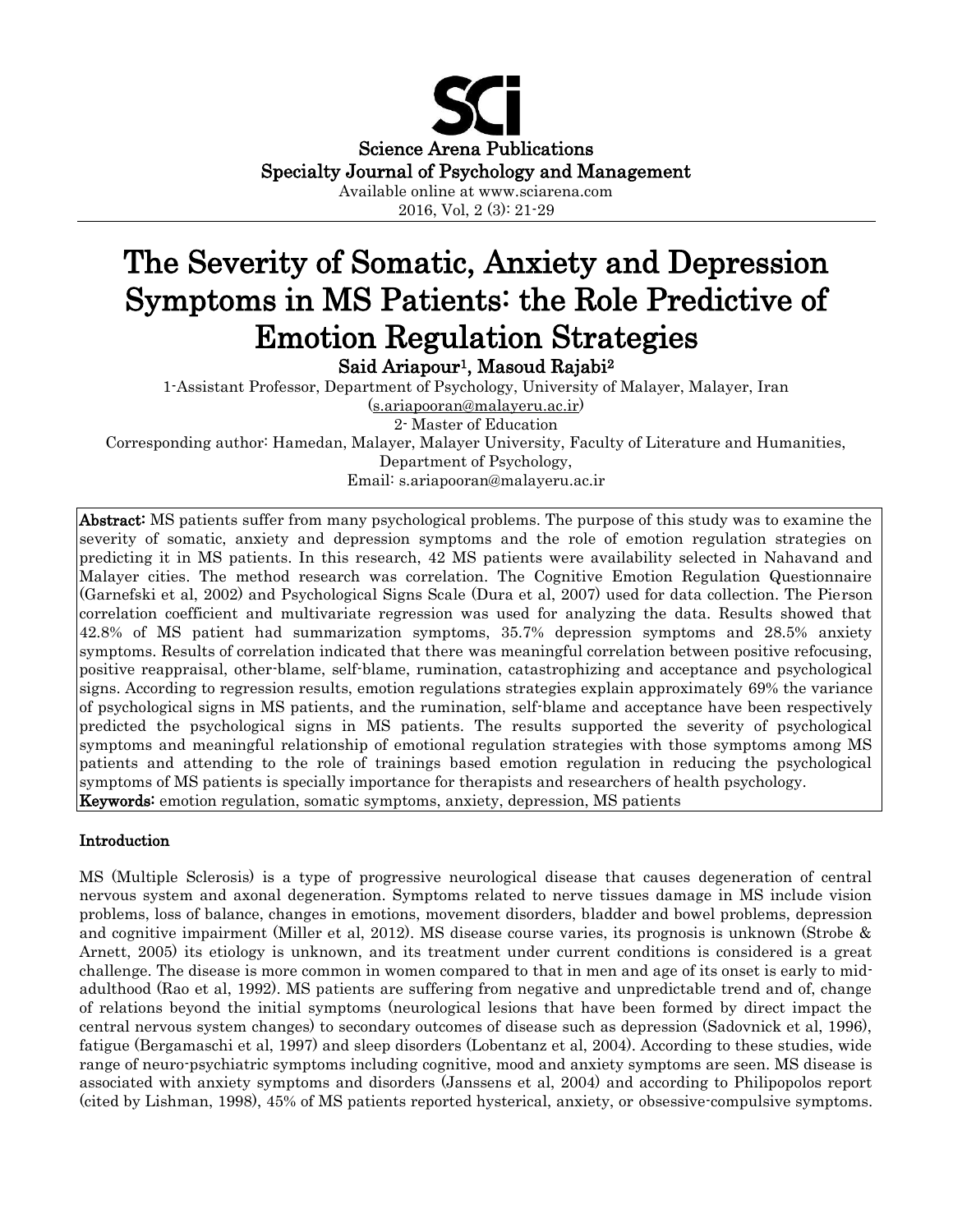Science Arena Publications
Specialty Journal of Psychology and Management
Available online at www.sciarena.com
2016, Vol, 2 (3): 21-29

# The Severity of Somatic, Anxiety and Depression Symptoms in MS Patients: the Role Predictive of Emotion Regulation Strategies

**Said Ariapour[1], Masoud Rajabi[2]**

1-Assistant Professor, Department of Psychology, University of Malayer, Malayer, Iran
(s.ariapooran@malayeru.ac.ir)
2- Master of Education
Corresponding author: Hamedan, Malayer, Malayer University, Faculty of Literature and Humanities, Department of Psychology,
Email: s.ariapooran@malayeru.ac.ir

**Abstract:** MS patients suffer from many psychological problems. The purpose of this study was to examine the severity of somatic, anxiety and depression symptoms and the role of emotion regulation strategies on predicting it in MS patients. In this research, 42 MS patients were availability selected in Nahavand and Malayer cities. The method research was correlation. The Cognitive Emotion Regulation Questionnaire (Garnefski et al, 2002) and Psychological Signs Scale (Dura et al, 2007) used for data collection. The Pierson correlation coefficient and multivariate regression was used for analyzing the data. Results showed that 42.8% of MS patient had summarization symptoms, 35.7% depression symptoms and 28.5% anxiety symptoms. Results of correlation indicated that there was meaningful correlation between positive refocusing, positive reappraisal, other-blame, self-blame, rumination, catastrophizing and acceptance and psychological signs. According to regression results, emotion regulations strategies explain approximately 69% the variance of psychological signs in MS patients, and the rumination, self-blame and acceptance have been respectively predicted the psychological signs in MS patients. The results supported the severity of psychological symptoms and meaningful relationship of emotional regulation strategies with those symptoms among MS patients and attending to the role of trainings based emotion regulation in reducing the psychological symptoms of MS patients is specially importance for therapists and researchers of health psychology.

**Keywords:** emotion regulation, somatic symptoms, anxiety, depression, MS patients

## Introduction

MS (Multiple Sclerosis) is a type of progressive neurological disease that causes degeneration of central nervous system and axonal degeneration. Symptoms related to nerve tissues damage in MS include vision problems, loss of balance, changes in emotions, movement disorders, bladder and bowel problems, depression and cognitive impairment (Miller et al, 2012). MS disease course varies, its prognosis is unknown (Strobe & Arnett, 2005) its etiology is unknown, and its treatment under current conditions is considered is a great challenge. The disease is more common in women compared to that in men and age of its onset is early to mid-adulthood (Rao et al, 1992). MS patients are suffering from negative and unpredictable trend and of, change of relations beyond the initial symptoms (neurological lesions that have been formed by direct impact the central nervous system changes) to secondary outcomes of disease such as depression (Sadovnick et al, 1996), fatigue (Bergamaschi et al, 1997) and sleep disorders (Lobentanz et al, 2004). According to these studies, wide range of neuro-psychiatric symptoms including cognitive, mood and anxiety symptoms are seen. MS disease is associated with anxiety symptoms and disorders (Janssens et al, 2004) and according to Philipopolos report (cited by Lishman, 1998), 45% of MS patients reported hysterical, anxiety, or obsessive-compulsive symptoms.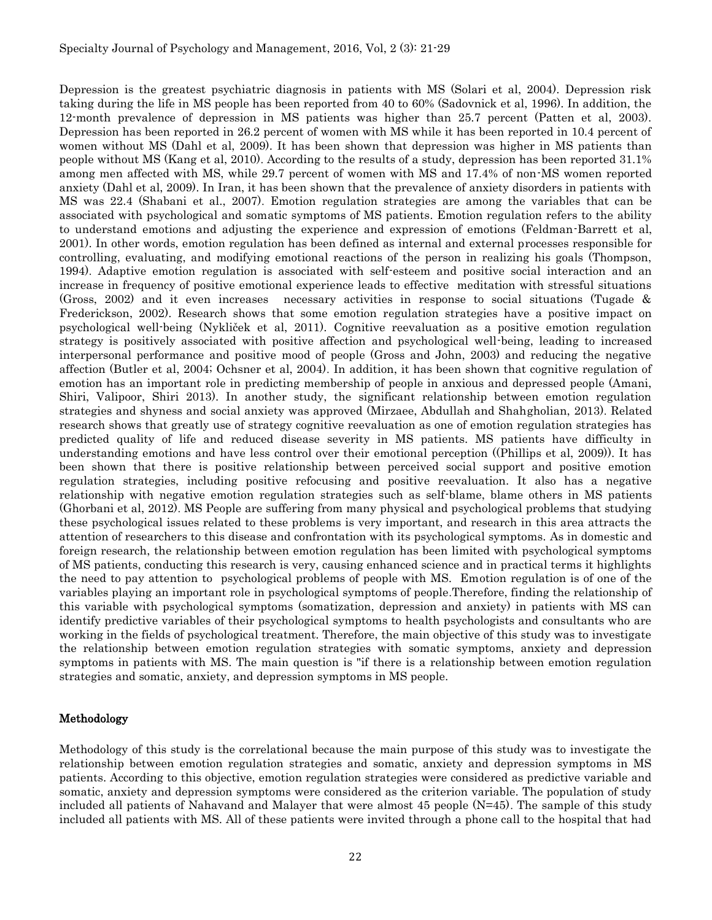Depression is the greatest psychiatric diagnosis in patients with MS (Solari et al, 2004). Depression risk taking during the life in MS people has been reported from 40 to 60% (Sadovnick et al, 1996). In addition, the 12-month prevalence of depression in MS patients was higher than 25.7 percent (Patten et al, 2003). Depression has been reported in 26.2 percent of women with MS while it has been reported in 10.4 percent of women without MS (Dahl et al, 2009). It has been shown that depression was higher in MS patients than people without MS (Kang et al, 2010). According to the results of a study, depression has been reported 31.1% among men affected with MS, while 29.7 percent of women with MS and 17.4% of non-MS women reported anxiety (Dahl et al, 2009). In Iran, it has been shown that the prevalence of anxiety disorders in patients with MS was 22.4 (Shabani et al., 2007). Emotion regulation strategies are among the variables that can be associated with psychological and somatic symptoms of MS patients. Emotion regulation refers to the ability to understand emotions and adjusting the experience and expression of emotions (Feldman-Barrett et al, 2001). In other words, emotion regulation has been defined as internal and external processes responsible for controlling, evaluating, and modifying emotional reactions of the person in realizing his goals (Thompson, 1994). Adaptive emotion regulation is associated with self-esteem and positive social interaction and an increase in frequency of positive emotional experience leads to effective meditation with stressful situations (Gross, 2002) and it even increases necessary activities in response to social situations (Tugade & Frederickson, 2002). Research shows that some emotion regulation strategies have a positive impact on psychological well-being (Nyklíček et al, 2011). Cognitive reevaluation as a positive emotion regulation strategy is positively associated with positive affection and psychological well-being, leading to increased interpersonal performance and positive mood of people (Gross and John, 2003) and reducing the negative affection (Butler et al, 2004; Ochsner et al, 2004). In addition, it has been shown that cognitive regulation of emotion has an important role in predicting membership of people in anxious and depressed people (Amani, Shiri, Valipoor, Shiri 2013). In another study, the significant relationship between emotion regulation strategies and shyness and social anxiety was approved (Mirzaee, Abdullah and Shahgholian, 2013). Related research shows that greatly use of strategy cognitive reevaluation as one of emotion regulation strategies has predicted quality of life and reduced disease severity in MS patients. MS patients have difficulty in understanding emotions and have less control over their emotional perception ((Phillips et al, 2009)). It has been shown that there is positive relationship between perceived social support and positive emotion regulation strategies, including positive refocusing and positive reevaluation. It also has a negative relationship with negative emotion regulation strategies such as self-blame, blame others in MS patients (Ghorbani et al, 2012). MS People are suffering from many physical and psychological problems that studying these psychological issues related to these problems is very important, and research in this area attracts the attention of researchers to this disease and confrontation with its psychological symptoms. As in domestic and foreign research, the relationship between emotion regulation has been limited with psychological symptoms of MS patients, conducting this research is very, causing enhanced science and in practical terms it highlights the need to pay attention to psychological problems of people with MS. Emotion regulation is of one of the variables playing an important role in psychological symptoms of people.Therefore, finding the relationship of this variable with psychological symptoms (somatization, depression and anxiety) in patients with MS can identify predictive variables of their psychological symptoms to health psychologists and consultants who are working in the fields of psychological treatment. Therefore, the main objective of this study was to investigate the relationship between emotion regulation strategies with somatic symptoms, anxiety and depression symptoms in patients with MS. The main question is "if there is a relationship between emotion regulation strategies and somatic, anxiety, and depression symptoms in MS people.

## Methodology

Methodology of this study is the correlational because the main purpose of this study was to investigate the relationship between emotion regulation strategies and somatic, anxiety and depression symptoms in MS patients. According to this objective, emotion regulation strategies were considered as predictive variable and somatic, anxiety and depression symptoms were considered as the criterion variable. The population of study included all patients of Nahavand and Malayer that were almost 45 people (N=45). The sample of this study included all patients with MS. All of these patients were invited through a phone call to the hospital that had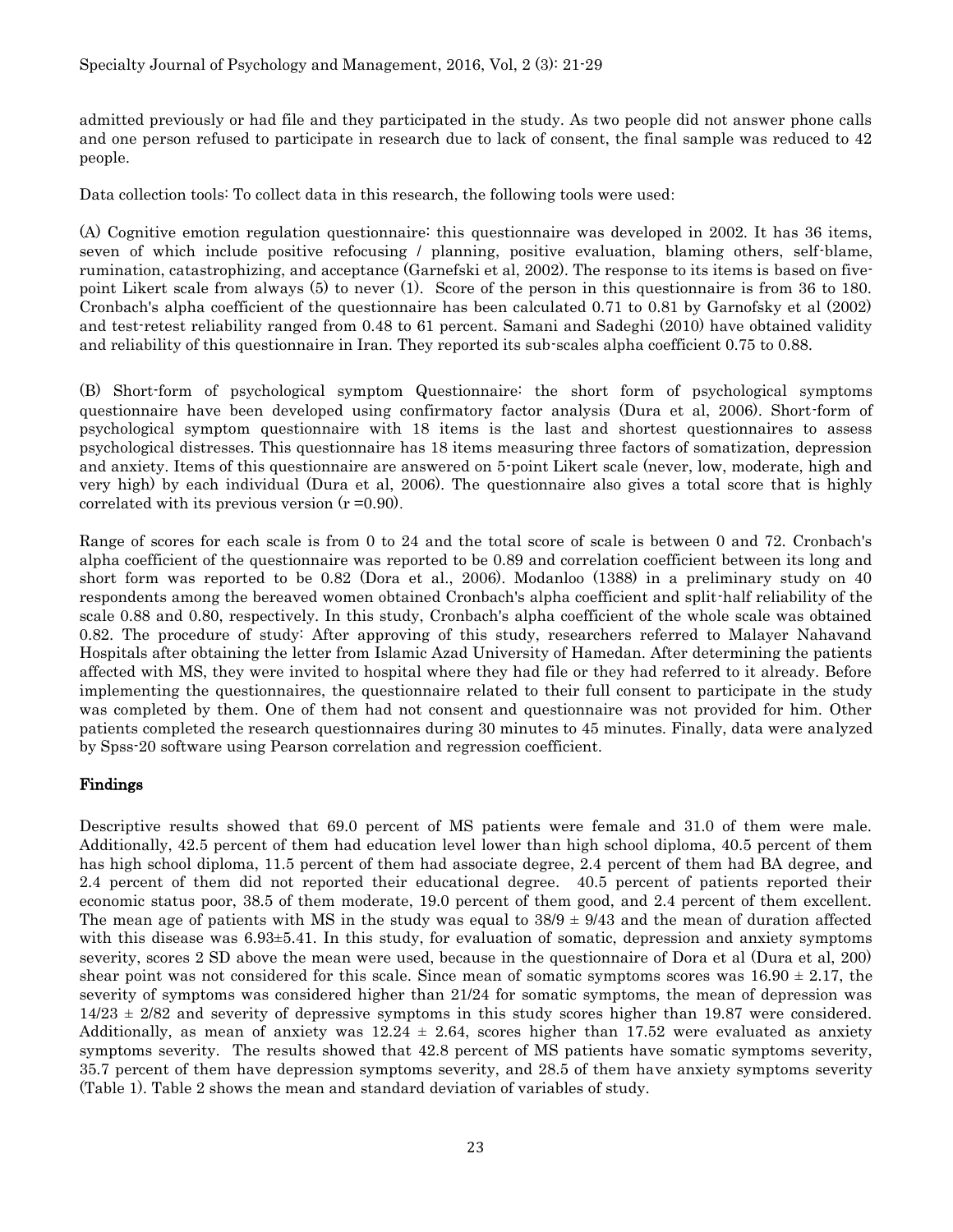admitted previously or had file and they participated in the study. As two people did not answer phone calls and one person refused to participate in research due to lack of consent, the final sample was reduced to 42 people.

Data collection tools: To collect data in this research, the following tools were used:

(A) Cognitive emotion regulation questionnaire: this questionnaire was developed in 2002. It has 36 items, seven of which include positive refocusing / planning, positive evaluation, blaming others, self-blame, rumination, catastrophizing, and acceptance (Garnefski et al, 2002). The response to its items is based on five-point Likert scale from always (5) to never (1). Score of the person in this questionnaire is from 36 to 180. Cronbach's alpha coefficient of the questionnaire has been calculated 0.71 to 0.81 by Garnofsky et al (2002) and test-retest reliability ranged from 0.48 to 61 percent. Samani and Sadeghi (2010) have obtained validity and reliability of this questionnaire in Iran. They reported its sub-scales alpha coefficient 0.75 to 0.88.

(B) Short-form of psychological symptom Questionnaire: the short form of psychological symptoms questionnaire have been developed using confirmatory factor analysis (Dura et al, 2006). Short-form of psychological symptom questionnaire with 18 items is the last and shortest questionnaires to assess psychological distresses. This questionnaire has 18 items measuring three factors of somatization, depression and anxiety. Items of this questionnaire are answered on 5-point Likert scale (never, low, moderate, high and very high) by each individual (Dura et al, 2006). The questionnaire also gives a total score that is highly correlated with its previous version (r =0.90).

Range of scores for each scale is from 0 to 24 and the total score of scale is between 0 and 72. Cronbach's alpha coefficient of the questionnaire was reported to be 0.89 and correlation coefficient between its long and short form was reported to be 0.82 (Dora et al., 2006). Modanloo (1388) in a preliminary study on 40 respondents among the bereaved women obtained Cronbach's alpha coefficient and split-half reliability of the scale 0.88 and 0.80, respectively. In this study, Cronbach's alpha coefficient of the whole scale was obtained 0.82. The procedure of study: After approving of this study, researchers referred to Malayer Nahavand Hospitals after obtaining the letter from Islamic Azad University of Hamedan. After determining the patients affected with MS, they were invited to hospital where they had file or they had referred to it already. Before implementing the questionnaires, the questionnaire related to their full consent to participate in the study was completed by them. One of them had not consent and questionnaire was not provided for him. Other patients completed the research questionnaires during 30 minutes to 45 minutes. Finally, data were analyzed by Spss-20 software using Pearson correlation and regression coefficient.

## Findings

Descriptive results showed that 69.0 percent of MS patients were female and 31.0 of them were male. Additionally, 42.5 percent of them had education level lower than high school diploma, 40.5 percent of them has high school diploma, 11.5 percent of them had associate degree, 2.4 percent of them had BA degree, and 2.4 percent of them did not reported their educational degree. 40.5 percent of patients reported their economic status poor, 38.5 of them moderate, 19.0 percent of them good, and 2.4 percent of them excellent. The mean age of patients with MS in the study was equal to 38/9 ± 9/43 and the mean of duration affected with this disease was 6.93±5.41. In this study, for evaluation of somatic, depression and anxiety symptoms severity, scores 2 SD above the mean were used, because in the questionnaire of Dora et al (Dura et al, 200) shear point was not considered for this scale. Since mean of somatic symptoms scores was 16.90 ± 2.17, the severity of symptoms was considered higher than 21/24 for somatic symptoms, the mean of depression was 14/23 ± 2/82 and severity of depressive symptoms in this study scores higher than 19.87 were considered. Additionally, as mean of anxiety was 12.24 ± 2.64, scores higher than 17.52 were evaluated as anxiety symptoms severity. The results showed that 42.8 percent of MS patients have somatic symptoms severity, 35.7 percent of them have depression symptoms severity, and 28.5 of them have anxiety symptoms severity (Table 1). Table 2 shows the mean and standard deviation of variables of study.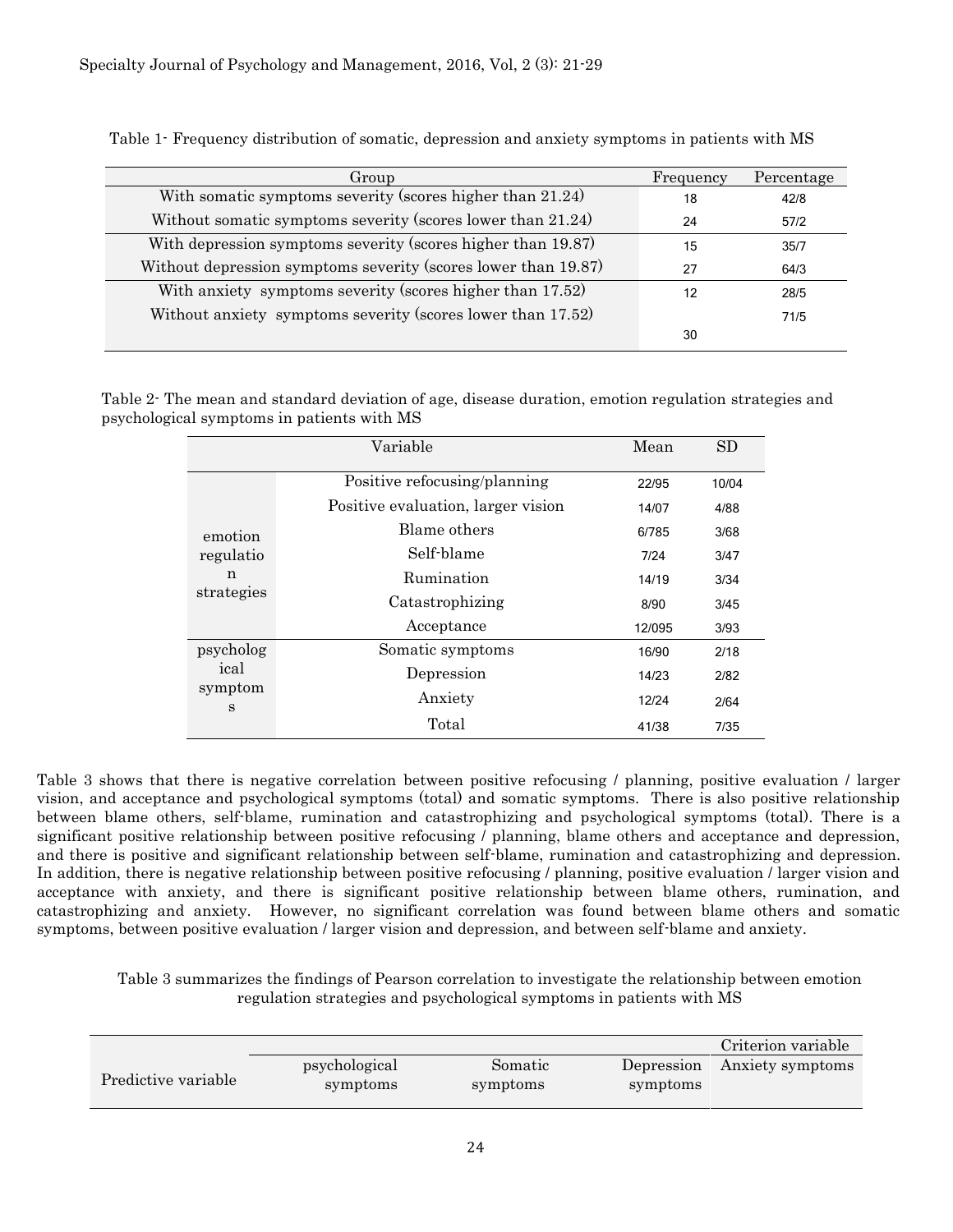Table 1- Frequency distribution of somatic, depression and anxiety symptoms in patients with MS

| Group | Frequency | Percentage |
|---|---|---|
| With somatic symptoms severity (scores higher than 21.24) | 18 | 42/8 |
| Without somatic symptoms severity (scores lower than 21.24) | 24 | 57/2 |
| With depression symptoms severity (scores higher than 19.87) | 15 | 35/7 |
| Without depression symptoms severity (scores lower than 19.87) | 27 | 64/3 |
| With anxiety symptoms severity (scores higher than 17.52) | 12 | 28/5 |
| Without anxiety symptoms severity (scores lower than 17.52) | 30 | 71/5 |

Table 2- The mean and standard deviation of age, disease duration, emotion regulation strategies and psychological symptoms in patients with MS

| | Variable | Mean | SD |
|---|---|---|---|
| emotion regulation strategies | Positive refocusing/planning | 22/95 | 10/04 |
| | Positive evaluation, larger vision | 14/07 | 4/88 |
| | Blame others | 6/785 | 3/68 |
| | Self-blame | 7/24 | 3/47 |
| | Rumination | 14/19 | 3/34 |
| | Catastrophizing | 8/90 | 3/45 |
| | Acceptance | 12/095 | 3/93 |
| psychological symptoms | Somatic symptoms | 16/90 | 2/18 |
| | Depression | 14/23 | 2/82 |
| | Anxiety | 12/24 | 2/64 |
| | Total | 41/38 | 7/35 |

Table 3 shows that there is negative correlation between positive refocusing / planning, positive evaluation / larger vision, and acceptance and psychological symptoms (total) and somatic symptoms. There is also positive relationship between blame others, self-blame, rumination and catastrophizing and psychological symptoms (total). There is a significant positive relationship between positive refocusing / planning, blame others and acceptance and depression, and there is positive and significant relationship between self-blame, rumination and catastrophizing and depression. In addition, there is negative relationship between positive refocusing / planning, positive evaluation / larger vision and acceptance with anxiety, and there is significant positive relationship between blame others, rumination, and catastrophizing and anxiety. However, no significant correlation was found between blame others and somatic symptoms, between positive evaluation / larger vision and depression, and between self-blame and anxiety.

Table 3 summarizes the findings of Pearson correlation to investigate the relationship between emotion regulation strategies and psychological symptoms in patients with MS

| | | | | Criterion variable |
|---|---|---|---|---|
| Predictive variable | psychological symptoms | Somatic symptoms | Depression symptoms | Anxiety symptoms |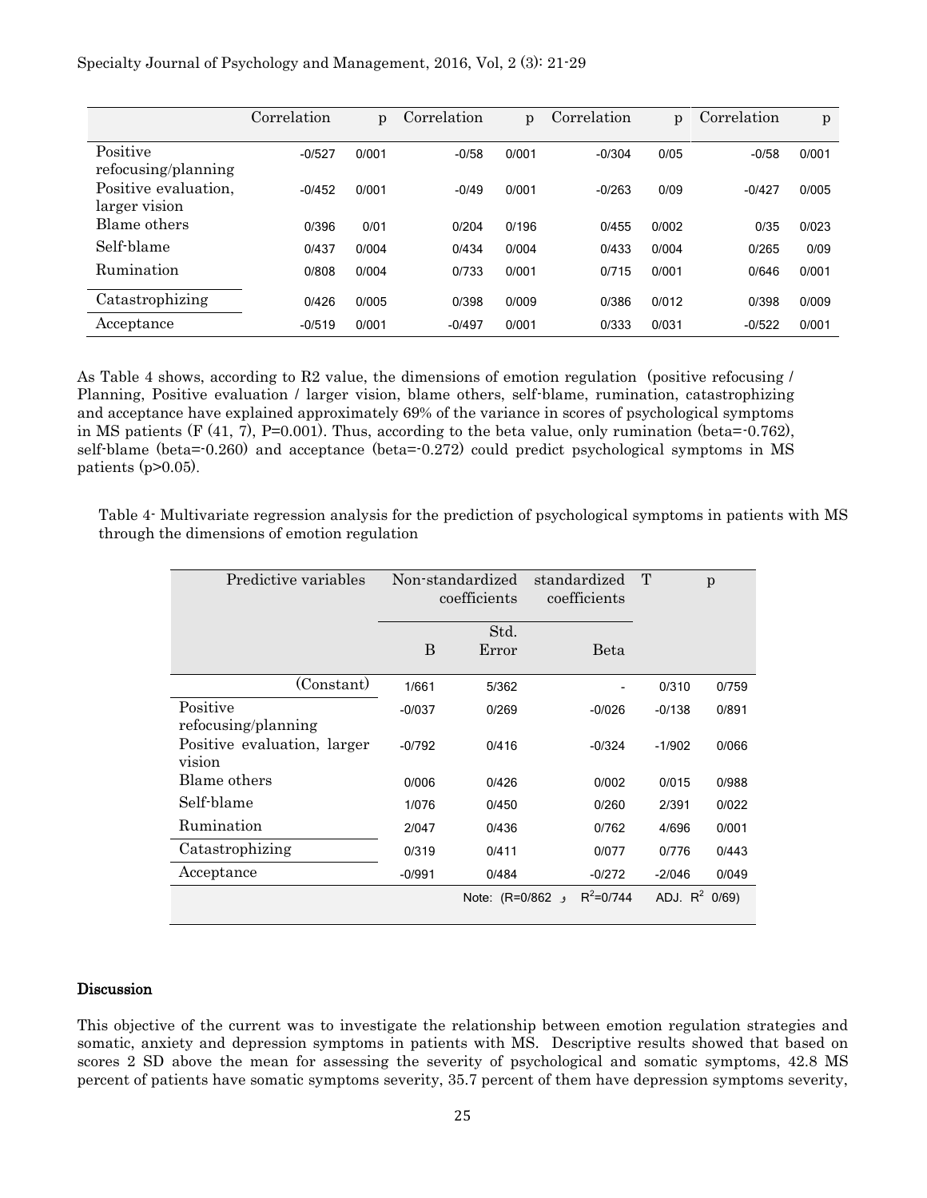| | Correlation | p | Correlation | p | Correlation | p | Correlation | p |
|---|---|---|---|---|---|---|---|---|
| Positive refocusing/planning | -0/527 | 0/001 | -0/58 | 0/001 | -0/304 | 0/05 | -0/58 | 0/001 |
| Positive evaluation, larger vision | -0/452 | 0/001 | -0/49 | 0/001 | -0/263 | 0/09 | -0/427 | 0/005 |
| Blame others | 0/396 | 0/01 | 0/204 | 0/196 | 0/455 | 0/002 | 0/35 | 0/023 |
| Self-blame | 0/437 | 0/004 | 0/434 | 0/004 | 0/433 | 0/004 | 0/265 | 0/09 |
| Rumination | 0/808 | 0/004 | 0/733 | 0/001 | 0/715 | 0/001 | 0/646 | 0/001 |
| Catastrophizing | 0/426 | 0/005 | 0/398 | 0/009 | 0/386 | 0/012 | 0/398 | 0/009 |
| Acceptance | -0/519 | 0/001 | -0/497 | 0/001 | 0/333 | 0/031 | -0/522 | 0/001 |

As Table 4 shows, according to R2 value, the dimensions of emotion regulation (positive refocusing / Planning, Positive evaluation / larger vision, blame others, self-blame, rumination, catastrophizing and acceptance have explained approximately 69% of the variance in scores of psychological symptoms in MS patients (F (41, 7), P=0.001). Thus, according to the beta value, only rumination (beta=-0.762), self-blame (beta=-0.260) and acceptance (beta=-0.272) could predict psychological symptoms in MS patients (p>0.05).

Table 4- Multivariate regression analysis for the prediction of psychological symptoms in patients with MS through the dimensions of emotion regulation

| Predictive variables | Non-standardized coefficients | | standardized coefficients | T | p |
|---|---|---|---|---|---|
| | B | Std. Error | Beta | | |
| (Constant) | 1/661 | 5/362 | - | 0/310 | 0/759 |
| Positive refocusing/planning | -0/037 | 0/269 | -0/026 | -0/138 | 0/891 |
| Positive evaluation, larger vision | -0/792 | 0/416 | -0/324 | -1/902 | 0/066 |
| Blame others | 0/006 | 0/426 | 0/002 | 0/015 | 0/988 |
| Self-blame | 1/076 | 0/450 | 0/260 | 2/391 | 0/022 |
| Rumination | 2/047 | 0/436 | 0/762 | 4/696 | 0/001 |
| Catastrophizing | 0/319 | 0/411 | 0/077 | 0/776 | 0/443 |
| Acceptance | -0/991 | 0/484 | -0/272 | -2/046 | 0/049 |
| | Note: (R=0/862 و | | $R^2$=0/744 | ADJ. $R^2$ 0/69) | |

## Discussion

This objective of the current was to investigate the relationship between emotion regulation strategies and somatic, anxiety and depression symptoms in patients with MS. Descriptive results showed that based on scores 2 SD above the mean for assessing the severity of psychological and somatic symptoms, 42.8 MS percent of patients have somatic symptoms severity, 35.7 percent of them have depression symptoms severity,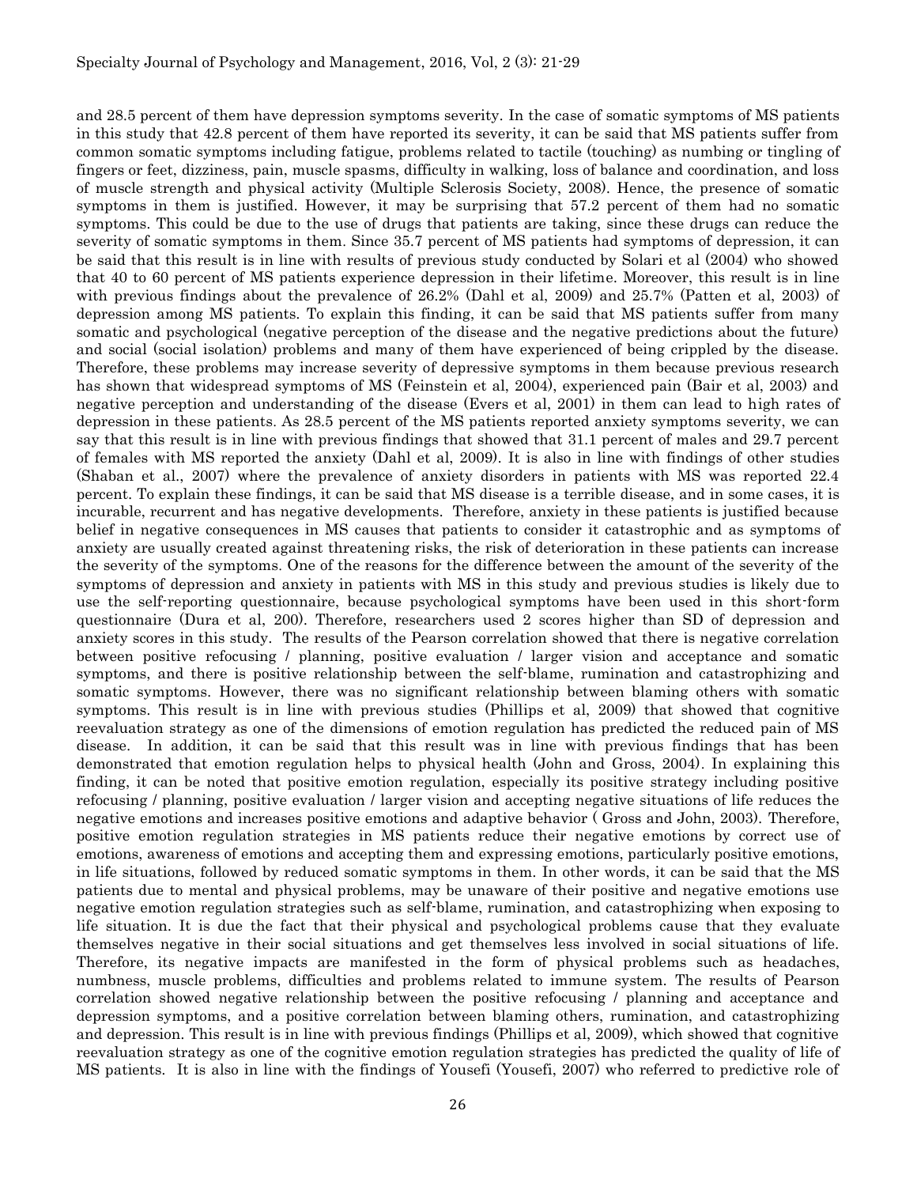and 28.5 percent of them have depression symptoms severity. In the case of somatic symptoms of MS patients in this study that 42.8 percent of them have reported its severity, it can be said that MS patients suffer from common somatic symptoms including fatigue, problems related to tactile (touching) as numbing or tingling of fingers or feet, dizziness, pain, muscle spasms, difficulty in walking, loss of balance and coordination, and loss of muscle strength and physical activity (Multiple Sclerosis Society, 2008). Hence, the presence of somatic symptoms in them is justified. However, it may be surprising that 57.2 percent of them had no somatic symptoms. This could be due to the use of drugs that patients are taking, since these drugs can reduce the severity of somatic symptoms in them. Since 35.7 percent of MS patients had symptoms of depression, it can be said that this result is in line with results of previous study conducted by Solari et al (2004) who showed that 40 to 60 percent of MS patients experience depression in their lifetime. Moreover, this result is in line with previous findings about the prevalence of 26.2% (Dahl et al, 2009) and 25.7% (Patten et al, 2003) of depression among MS patients. To explain this finding, it can be said that MS patients suffer from many somatic and psychological (negative perception of the disease and the negative predictions about the future) and social (social isolation) problems and many of them have experienced of being crippled by the disease. Therefore, these problems may increase severity of depressive symptoms in them because previous research has shown that widespread symptoms of MS (Feinstein et al, 2004), experienced pain (Bair et al, 2003) and negative perception and understanding of the disease (Evers et al, 2001) in them can lead to high rates of depression in these patients. As 28.5 percent of the MS patients reported anxiety symptoms severity, we can say that this result is in line with previous findings that showed that 31.1 percent of males and 29.7 percent of females with MS reported the anxiety (Dahl et al, 2009). It is also in line with findings of other studies (Shaban et al., 2007) where the prevalence of anxiety disorders in patients with MS was reported 22.4 percent. To explain these findings, it can be said that MS disease is a terrible disease, and in some cases, it is incurable, recurrent and has negative developments. Therefore, anxiety in these patients is justified because belief in negative consequences in MS causes that patients to consider it catastrophic and as symptoms of anxiety are usually created against threatening risks, the risk of deterioration in these patients can increase the severity of the symptoms. One of the reasons for the difference between the amount of the severity of the symptoms of depression and anxiety in patients with MS in this study and previous studies is likely due to use the self-reporting questionnaire, because psychological symptoms have been used in this short-form questionnaire (Dura et al, 200). Therefore, researchers used 2 scores higher than SD of depression and anxiety scores in this study. The results of the Pearson correlation showed that there is negative correlation between positive refocusing / planning, positive evaluation / larger vision and acceptance and somatic symptoms, and there is positive relationship between the self-blame, rumination and catastrophizing and somatic symptoms. However, there was no significant relationship between blaming others with somatic symptoms. This result is in line with previous studies (Phillips et al, 2009) that showed that cognitive reevaluation strategy as one of the dimensions of emotion regulation has predicted the reduced pain of MS disease. In addition, it can be said that this result was in line with previous findings that has been demonstrated that emotion regulation helps to physical health (John and Gross, 2004). In explaining this finding, it can be noted that positive emotion regulation, especially its positive strategy including positive refocusing / planning, positive evaluation / larger vision and accepting negative situations of life reduces the negative emotions and increases positive emotions and adaptive behavior ( Gross and John, 2003). Therefore, positive emotion regulation strategies in MS patients reduce their negative emotions by correct use of emotions, awareness of emotions and accepting them and expressing emotions, particularly positive emotions, in life situations, followed by reduced somatic symptoms in them. In other words, it can be said that the MS patients due to mental and physical problems, may be unaware of their positive and negative emotions use negative emotion regulation strategies such as self-blame, rumination, and catastrophizing when exposing to life situation. It is due the fact that their physical and psychological problems cause that they evaluate themselves negative in their social situations and get themselves less involved in social situations of life. Therefore, its negative impacts are manifested in the form of physical problems such as headaches, numbness, muscle problems, difficulties and problems related to immune system. The results of Pearson correlation showed negative relationship between the positive refocusing / planning and acceptance and depression symptoms, and a positive correlation between blaming others, rumination, and catastrophizing and depression. This result is in line with previous findings (Phillips et al, 2009), which showed that cognitive reevaluation strategy as one of the cognitive emotion regulation strategies has predicted the quality of life of MS patients. It is also in line with the findings of Yousefi (Yousefi, 2007) who referred to predictive role of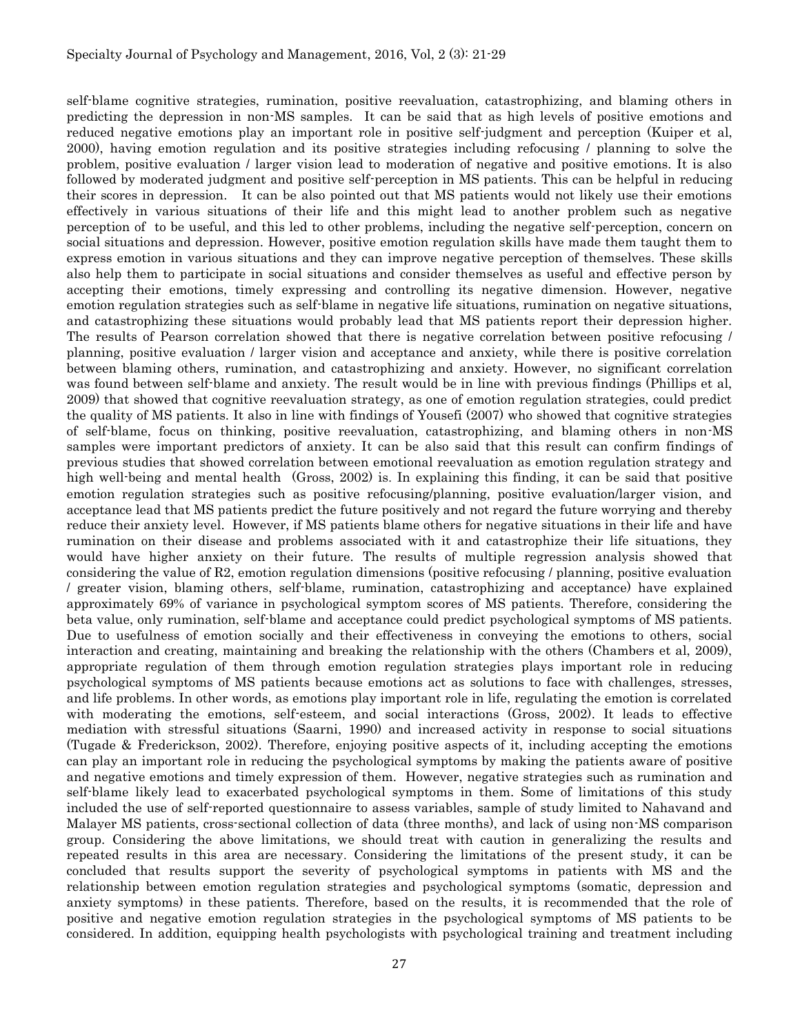self-blame cognitive strategies, rumination, positive reevaluation, catastrophizing, and blaming others in predicting the depression in non-MS samples. It can be said that as high levels of positive emotions and reduced negative emotions play an important role in positive self-judgment and perception (Kuiper et al, 2000), having emotion regulation and its positive strategies including refocusing / planning to solve the problem, positive evaluation / larger vision lead to moderation of negative and positive emotions. It is also followed by moderated judgment and positive self-perception in MS patients. This can be helpful in reducing their scores in depression. It can be also pointed out that MS patients would not likely use their emotions effectively in various situations of their life and this might lead to another problem such as negative perception of to be useful, and this led to other problems, including the negative self-perception, concern on social situations and depression. However, positive emotion regulation skills have made them taught them to express emotion in various situations and they can improve negative perception of themselves. These skills also help them to participate in social situations and consider themselves as useful and effective person by accepting their emotions, timely expressing and controlling its negative dimension. However, negative emotion regulation strategies such as self-blame in negative life situations, rumination on negative situations, and catastrophizing these situations would probably lead that MS patients report their depression higher. The results of Pearson correlation showed that there is negative correlation between positive refocusing / planning, positive evaluation / larger vision and acceptance and anxiety, while there is positive correlation between blaming others, rumination, and catastrophizing and anxiety. However, no significant correlation was found between self-blame and anxiety. The result would be in line with previous findings (Phillips et al, 2009) that showed that cognitive reevaluation strategy, as one of emotion regulation strategies, could predict the quality of MS patients. It also in line with findings of Yousefi (2007) who showed that cognitive strategies of self-blame, focus on thinking, positive reevaluation, catastrophizing, and blaming others in non-MS samples were important predictors of anxiety. It can be also said that this result can confirm findings of previous studies that showed correlation between emotional reevaluation as emotion regulation strategy and high well-being and mental health (Gross, 2002) is. In explaining this finding, it can be said that positive emotion regulation strategies such as positive refocusing/planning, positive evaluation/larger vision, and acceptance lead that MS patients predict the future positively and not regard the future worrying and thereby reduce their anxiety level. However, if MS patients blame others for negative situations in their life and have rumination on their disease and problems associated with it and catastrophize their life situations, they would have higher anxiety on their future. The results of multiple regression analysis showed that considering the value of R2, emotion regulation dimensions (positive refocusing / planning, positive evaluation / greater vision, blaming others, self-blame, rumination, catastrophizing and acceptance) have explained approximately 69% of variance in psychological symptom scores of MS patients. Therefore, considering the beta value, only rumination, self-blame and acceptance could predict psychological symptoms of MS patients. Due to usefulness of emotion socially and their effectiveness in conveying the emotions to others, social interaction and creating, maintaining and breaking the relationship with the others (Chambers et al, 2009), appropriate regulation of them through emotion regulation strategies plays important role in reducing psychological symptoms of MS patients because emotions act as solutions to face with challenges, stresses, and life problems. In other words, as emotions play important role in life, regulating the emotion is correlated with moderating the emotions, self-esteem, and social interactions (Gross, 2002). It leads to effective mediation with stressful situations (Saarni, 1990) and increased activity in response to social situations (Tugade & Frederickson, 2002). Therefore, enjoying positive aspects of it, including accepting the emotions can play an important role in reducing the psychological symptoms by making the patients aware of positive and negative emotions and timely expression of them. However, negative strategies such as rumination and self-blame likely lead to exacerbated psychological symptoms in them. Some of limitations of this study included the use of self-reported questionnaire to assess variables, sample of study limited to Nahavand and Malayer MS patients, cross-sectional collection of data (three months), and lack of using non-MS comparison group. Considering the above limitations, we should treat with caution in generalizing the results and repeated results in this area are necessary. Considering the limitations of the present study, it can be concluded that results support the severity of psychological symptoms in patients with MS and the relationship between emotion regulation strategies and psychological symptoms (somatic, depression and anxiety symptoms) in these patients. Therefore, based on the results, it is recommended that the role of positive and negative emotion regulation strategies in the psychological symptoms of MS patients to be considered. In addition, equipping health psychologists with psychological training and treatment including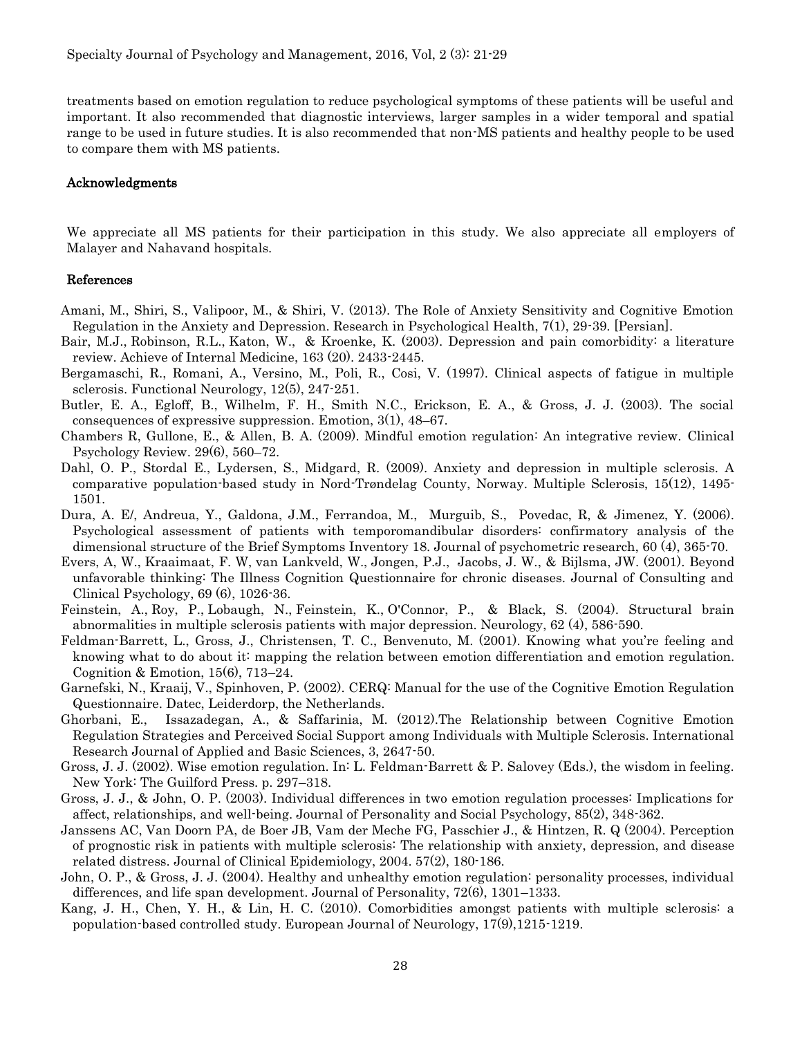treatments based on emotion regulation to reduce psychological symptoms of these patients will be useful and important. It also recommended that diagnostic interviews, larger samples in a wider temporal and spatial range to be used in future studies. It is also recommended that non-MS patients and healthy people to be used to compare them with MS patients.

## Acknowledgments

We appreciate all MS patients for their participation in this study. We also appreciate all employers of Malayer and Nahavand hospitals.

## References

Amani, M., Shiri, S., Valipoor, M., & Shiri, V. (2013). The Role of Anxiety Sensitivity and Cognitive Emotion Regulation in the Anxiety and Depression. Research in Psychological Health, 7(1), 29-39. [Persian].

Bair, M.J., Robinson, R.L., Katon, W., & Kroenke, K. (2003). Depression and pain comorbidity: a literature review. Achieve of Internal Medicine, 163 (20). 2433-2445.

Bergamaschi, R., Romani, A., Versino, M., Poli, R., Cosi, V. (1997). Clinical aspects of fatigue in multiple sclerosis. Functional Neurology, 12(5), 247-251.

Butler, E. A., Egloff, B., Wilhelm, F. H., Smith N.C., Erickson, E. A., & Gross, J. J. (2003). The social consequences of expressive suppression. Emotion, 3(1), 48–67.

Chambers R, Gullone, E., & Allen, B. A. (2009). Mindful emotion regulation: An integrative review. Clinical Psychology Review. 29(6), 560–72.

Dahl, O. P., Stordal E., Lydersen, S., Midgard, R. (2009). Anxiety and depression in multiple sclerosis. A comparative population-based study in Nord-Trøndelag County, Norway. Multiple Sclerosis, 15(12), 1495-1501.

Dura, A. E/, Andreua, Y., Galdona, J.M., Ferrandoa, M., Murguib, S., Povedac, R, & Jimenez, Y. (2006). Psychological assessment of patients with temporomandibular disorders: confirmatory analysis of the dimensional structure of the Brief Symptoms Inventory 18. Journal of psychometric research, 60 (4), 365-70.

Evers, A, W., Kraaimaat, F. W, van Lankveld, W., Jongen, P.J., Jacobs, J. W., & Bijlsma, JW. (2001). Beyond unfavorable thinking: The Illness Cognition Questionnaire for chronic diseases. Journal of Consulting and Clinical Psychology, 69 (6), 1026-36.

Feinstein, A., Roy, P., Lobaugh, N., Feinstein, K., O'Connor, P., & Black, S. (2004). Structural brain abnormalities in multiple sclerosis patients with major depression. Neurology, 62 (4), 586-590.

Feldman-Barrett, L., Gross, J., Christensen, T. C., Benvenuto, M. (2001). Knowing what you're feeling and knowing what to do about it: mapping the relation between emotion differentiation and emotion regulation. Cognition & Emotion, 15(6), 713–24.

Garnefski, N., Kraaij, V., Spinhoven, P. (2002). CERQ: Manual for the use of the Cognitive Emotion Regulation Questionnaire. Datec, Leiderdorp, the Netherlands.

Ghorbani, E., Issazadegan, A., & Saffarinia, M. (2012).The Relationship between Cognitive Emotion Regulation Strategies and Perceived Social Support among Individuals with Multiple Sclerosis. International Research Journal of Applied and Basic Sciences, 3, 2647-50.

Gross, J. J. (2002). Wise emotion regulation. In: L. Feldman-Barrett & P. Salovey (Eds.), the wisdom in feeling. New York: The Guilford Press. p. 297–318.

Gross, J. J., & John, O. P. (2003). Individual differences in two emotion regulation processes: Implications for affect, relationships, and well-being. Journal of Personality and Social Psychology, 85(2), 348-362.

Janssens AC, Van Doorn PA, de Boer JB, Vam der Meche FG, Passchier J., & Hintzen, R. Q (2004). Perception of prognostic risk in patients with multiple sclerosis: The relationship with anxiety, depression, and disease related distress. Journal of Clinical Epidemiology, 2004. 57(2), 180-186.

John, O. P., & Gross, J. J. (2004). Healthy and unhealthy emotion regulation: personality processes, individual differences, and life span development. Journal of Personality, 72(6), 1301–1333.

Kang, J. H., Chen, Y. H., & Lin, H. C. (2010). Comorbidities amongst patients with multiple sclerosis: a population-based controlled study. European Journal of Neurology, 17(9),1215-1219.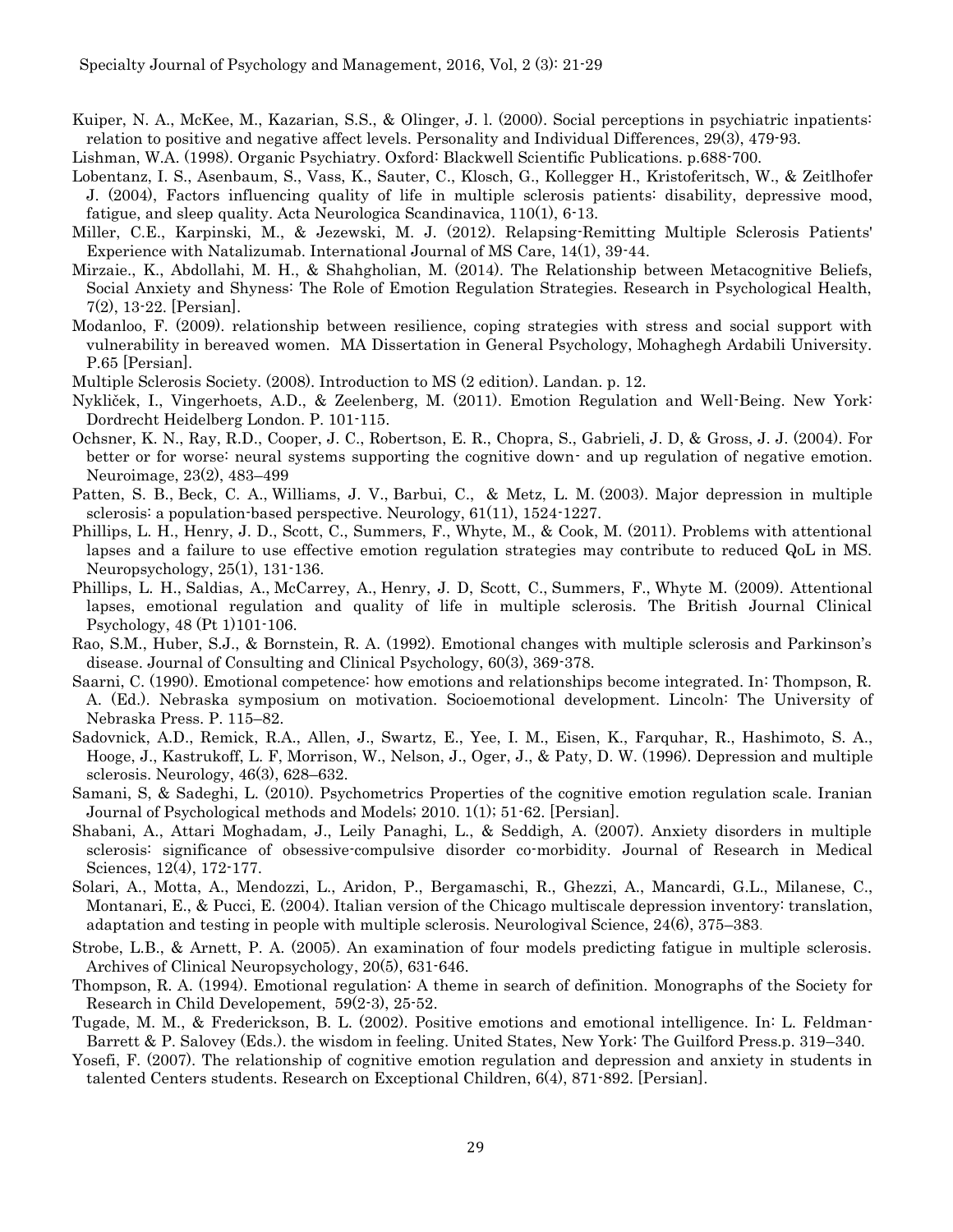Kuiper, N. A., McKee, M., Kazarian, S.S., & Olinger, J. l. (2000). Social perceptions in psychiatric inpatients: relation to positive and negative affect levels. Personality and Individual Differences, 29(3), 479-93.

Lishman, W.A. (1998). Organic Psychiatry. Oxford: Blackwell Scientific Publications. p.688-700.

Lobentanz, I. S., Asenbaum, S., Vass, K., Sauter, C., Klosch, G., Kollegger H., Kristoferitsch, W., & Zeitlhofer J. (2004), Factors influencing quality of life in multiple sclerosis patients: disability, depressive mood, fatigue, and sleep quality. Acta Neurologica Scandinavica, 110(1), 6-13.

Miller, C.E., Karpinski, M., & Jezewski, M. J. (2012). Relapsing-Remitting Multiple Sclerosis Patients' Experience with Natalizumab. International Journal of MS Care, 14(1), 39-44.

Mirzaie., K., Abdollahi, M. H., & Shahgholian, M. (2014). The Relationship between Metacognitive Beliefs, Social Anxiety and Shyness: The Role of Emotion Regulation Strategies. Research in Psychological Health, 7(2), 13-22. [Persian].

Modanloo, F. (2009). relationship between resilience, coping strategies with stress and social support with vulnerability in bereaved women. MA Dissertation in General Psychology, Mohaghegh Ardabili University. P.65 [Persian].

Multiple Sclerosis Society. (2008). Introduction to MS (2 edition). Landan. p. 12.

Nykliček, I., Vingerhoets, A.D., & Zeelenberg, M. (2011). Emotion Regulation and Well-Being. New York: Dordrecht Heidelberg London. P. 101-115.

Ochsner, K. N., Ray, R.D., Cooper, J. C., Robertson, E. R., Chopra, S., Gabrieli, J. D, & Gross, J. J. (2004). For better or for worse: neural systems supporting the cognitive down- and up regulation of negative emotion. Neuroimage, 23(2), 483–499

Patten, S. B., Beck, C. A., Williams, J. V., Barbui, C., & Metz, L. M. (2003). Major depression in multiple sclerosis: a population-based perspective. Neurology, 61(11), 1524-1227.

Phillips, L. H., Henry, J. D., Scott, C., Summers, F., Whyte, M., & Cook, M. (2011). Problems with attentional lapses and a failure to use effective emotion regulation strategies may contribute to reduced QoL in MS. Neuropsychology, 25(1), 131-136.

Phillips, L. H., Saldias, A., McCarrey, A., Henry, J. D, Scott, C., Summers, F., Whyte M. (2009). Attentional lapses, emotional regulation and quality of life in multiple sclerosis. The British Journal Clinical Psychology, 48 (Pt 1)101-106.

Rao, S.M., Huber, S.J., & Bornstein, R. A. (1992). Emotional changes with multiple sclerosis and Parkinson's disease. Journal of Consulting and Clinical Psychology, 60(3), 369-378.

Saarni, C. (1990). Emotional competence: how emotions and relationships become integrated. In: Thompson, R. A. (Ed.). Nebraska symposium on motivation. Socioemotional development. Lincoln: The University of Nebraska Press. P. 115–82.

Sadovnick, A.D., Remick, R.A., Allen, J., Swartz, E., Yee, I. M., Eisen, K., Farquhar, R., Hashimoto, S. A., Hooge, J., Kastrukoff, L. F, Morrison, W., Nelson, J., Oger, J., & Paty, D. W. (1996). Depression and multiple sclerosis. Neurology, 46(3), 628–632.

Samani, S, & Sadeghi, L. (2010). Psychometrics Properties of the cognitive emotion regulation scale. Iranian Journal of Psychological methods and Models; 2010. 1(1); 51-62. [Persian].

Shabani, A., Attari Moghadam, J., Leily Panaghi, L., & Seddigh, A. (2007). Anxiety disorders in multiple sclerosis: significance of obsessive-compulsive disorder co-morbidity. Journal of Research in Medical Sciences, 12(4), 172-177.

Solari, A., Motta, A., Mendozzi, L., Aridon, P., Bergamaschi, R., Ghezzi, A., Mancardi, G.L., Milanese, C., Montanari, E., & Pucci, E. (2004). Italian version of the Chicago multiscale depression inventory: translation, adaptation and testing in people with multiple sclerosis. Neurological Science, 24(6), 375–383.

Strobe, L.B., & Arnett, P. A. (2005). An examination of four models predicting fatigue in multiple sclerosis. Archives of Clinical Neuropsychology, 20(5), 631-646.

Thompson, R. A. (1994). Emotional regulation: A theme in search of definition. Monographs of the Society for Research in Child Developement, 59(2-3), 25-52.

Tugade, M. M., & Frederickson, B. L. (2002). Positive emotions and emotional intelligence. In: L. Feldman-Barrett & P. Salovey (Eds.). the wisdom in feeling. United States, New York: The Guilford Press.p. 319–340.

Yosefi, F. (2007). The relationship of cognitive emotion regulation and depression and anxiety in students in talented Centers students. Research on Exceptional Children, 6(4), 871-892. [Persian].